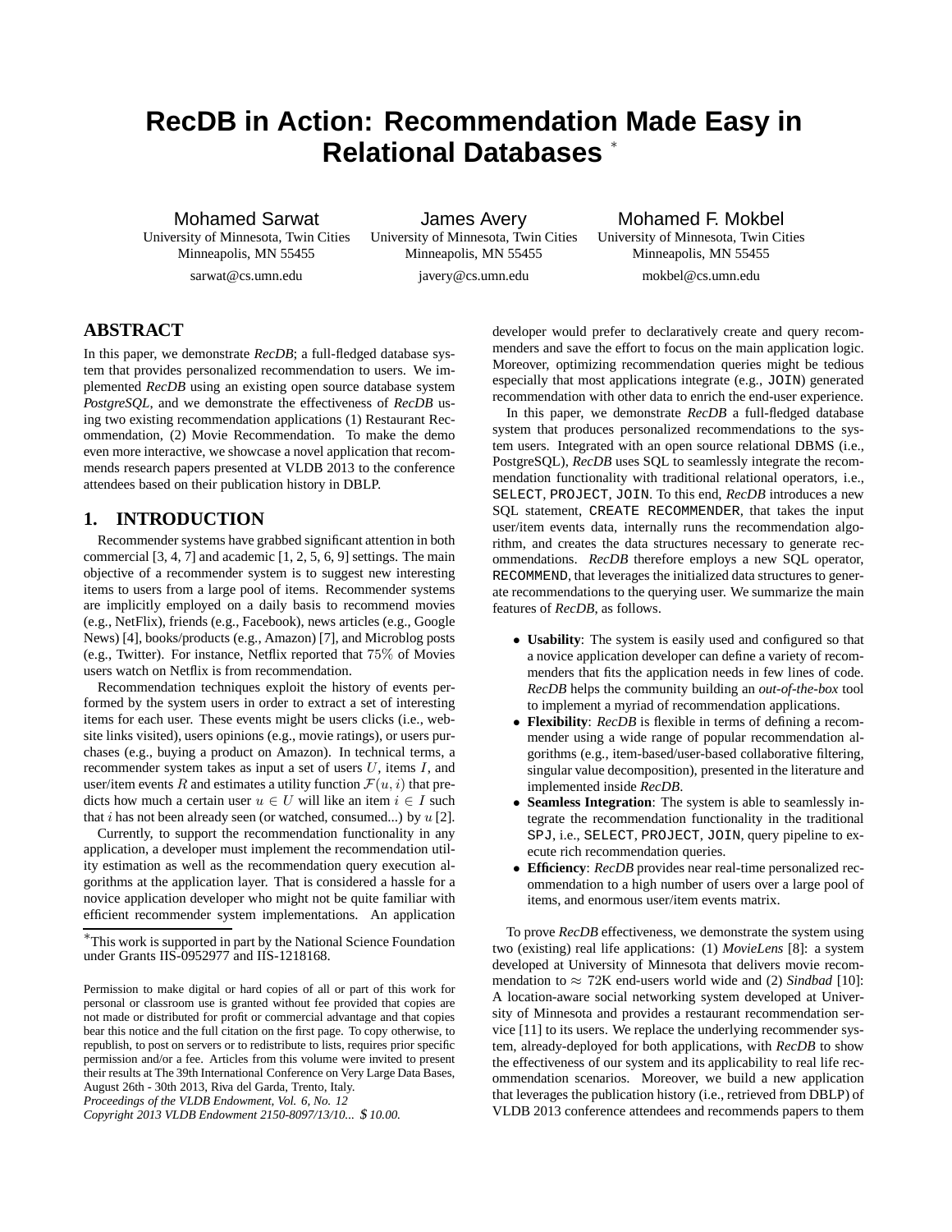# RecDB in Action: Recommendation Made Easy in Relational Databases *

Mohamed Sarwat
University of Minnesota, Twin Cities
Minneapolis, MN 55455
sarwat@cs.umn.edu

James Avery
University of Minnesota, Twin Cities
Minneapolis, MN 55455
javery@cs.umn.edu

Mohamed F. Mokbel
University of Minnesota, Twin Cities
Minneapolis, MN 55455
mokbel@cs.umn.edu

## ABSTRACT

In this paper, we demonstrate *RecDB*; a full-fledged database system that provides personalized recommendation to users. We implemented *RecDB* using an existing open source database system *PostgreSQL*, and we demonstrate the effectiveness of *RecDB* using two existing recommendation applications (1) Restaurant Recommendation, (2) Movie Recommendation. To make the demo even more interactive, we showcase a novel application that recommends research papers presented at VLDB 2013 to the conference attendees based on their publication history in DBLP.

## 1. INTRODUCTION

Recommender systems have grabbed significant attention in both commercial [3, 4, 7] and academic [1, 2, 5, 6, 9] settings. The main objective of a recommender system is to suggest new interesting items to users from a large pool of items. Recommender systems are implicitly employed on a daily basis to recommend movies (e.g., NetFlix), friends (e.g., Facebook), news articles (e.g., Google News) [4], books/products (e.g., Amazon) [7], and Microblog posts (e.g., Twitter). For instance, Netflix reported that $75\%$ of Movies users watch on Netflix is from recommendation.

Recommendation techniques exploit the history of events performed by the system users in order to extract a set of interesting items for each user. These events might be users clicks (i.e., website links visited), users opinions (e.g., movie ratings), or users purchases (e.g., buying a product on Amazon). In technical terms, a recommender system takes as input a set of users $U$, items $I$, and user/item events $R$ and estimates a utility function $\mathcal{F}(u, i)$ that predicts how much a certain user $u \in U$ will like an item $i \in I$ such that $i$ has not been already seen (or watched, consumed...) by $u$ [2].

Currently, to support the recommendation functionality in any application, a developer must implement the recommendation utility estimation as well as the recommendation query execution algorithms at the application layer. That is considered a hassle for a novice application developer who might not be quite familiar with efficient recommender system implementations. An application developer would prefer to declaratively create and query recommenders and save the effort to focus on the main application logic. Moreover, optimizing recommendation queries might be tedious especially that most applications integrate (e.g., `JOIN`) generated recommendation with other data to enrich the end-user experience.

In this paper, we demonstrate *RecDB* a full-fledged database system that produces personalized recommendations to the system users. Integrated with an open source relational DBMS (i.e., PostgreSQL), *RecDB* uses SQL to seamlessly integrate the recommendation functionality with traditional relational operators, i.e., `SELECT`, `PROJECT`, `JOIN`. To this end, *RecDB* introduces a new SQL statement, `CREATE RECOMMENDER`, that takes the input user/item events data, internally runs the recommendation algorithm, and creates the data structures necessary to generate recommendations. *RecDB* therefore employs a new SQL operator, `RECOMMEND`, that leverages the initialized data structures to generate recommendations to the querying user. We summarize the main features of *RecDB*, as follows.

- **Usability**: The system is easily used and configured so that a novice application developer can define a variety of recommenders that fits the application needs in few lines of code. *RecDB* helps the community building an *out-of-the-box* tool to implement a myriad of recommendation applications.
- **Flexibility**: *RecDB* is flexible in terms of defining a recommender using a wide range of popular recommendation algorithms (e.g., item-based/user-based collaborative filtering, singular value decomposition), presented in the literature and implemented inside *RecDB*.
- **Seamless Integration**: The system is able to seamlessly integrate the recommendation functionality in the traditional `SPJ`, i.e., `SELECT`, `PROJECT`, `JOIN`, query pipeline to execute rich recommendation queries.
- **Efficiency**: *RecDB* provides near real-time personalized recommendation to a high number of users over a large pool of items, and enormous user/item events matrix.

To prove *RecDB* effectiveness, we demonstrate the system using two (existing) real life applications: (1) *MovieLens* [8]: a system developed at University of Minnesota that delivers movie recommendation to $\approx$ 72K end-users world wide and (2) *Sindbad* [10]: A location-aware social networking system developed at University of Minnesota and provides a restaurant recommendation service [11] to its users. We replace the underlying recommender system, already-deployed for both applications, with *RecDB* to show the effectiveness of our system and its applicability to real life recommendation scenarios. Moreover, we build a new application that leverages the publication history (i.e., retrieved from DBLP) of VLDB 2013 conference attendees and recommends papers to them

*This work is supported in part by the National Science Foundation under Grants IIS-0952977 and IIS-1218168.

Permission to make digital or hard copies of all or part of this work for personal or classroom use is granted without fee provided that copies are not made or distributed for profit or commercial advantage and that copies bear this notice and the full citation on the first page. To copy otherwise, to republish, to post on servers or to redistribute to lists, requires prior specific permission and/or a fee. Articles from this volume were invited to present their results at The 39th International Conference on Very Large Data Bases, August 26th - 30th 2013, Riva del Garda, Trento, Italy.
*Proceedings of the VLDB Endowment, Vol. 6, No. 12*
*Copyright 2013 VLDB Endowment 2150-8097/13/10... $ 10.00.*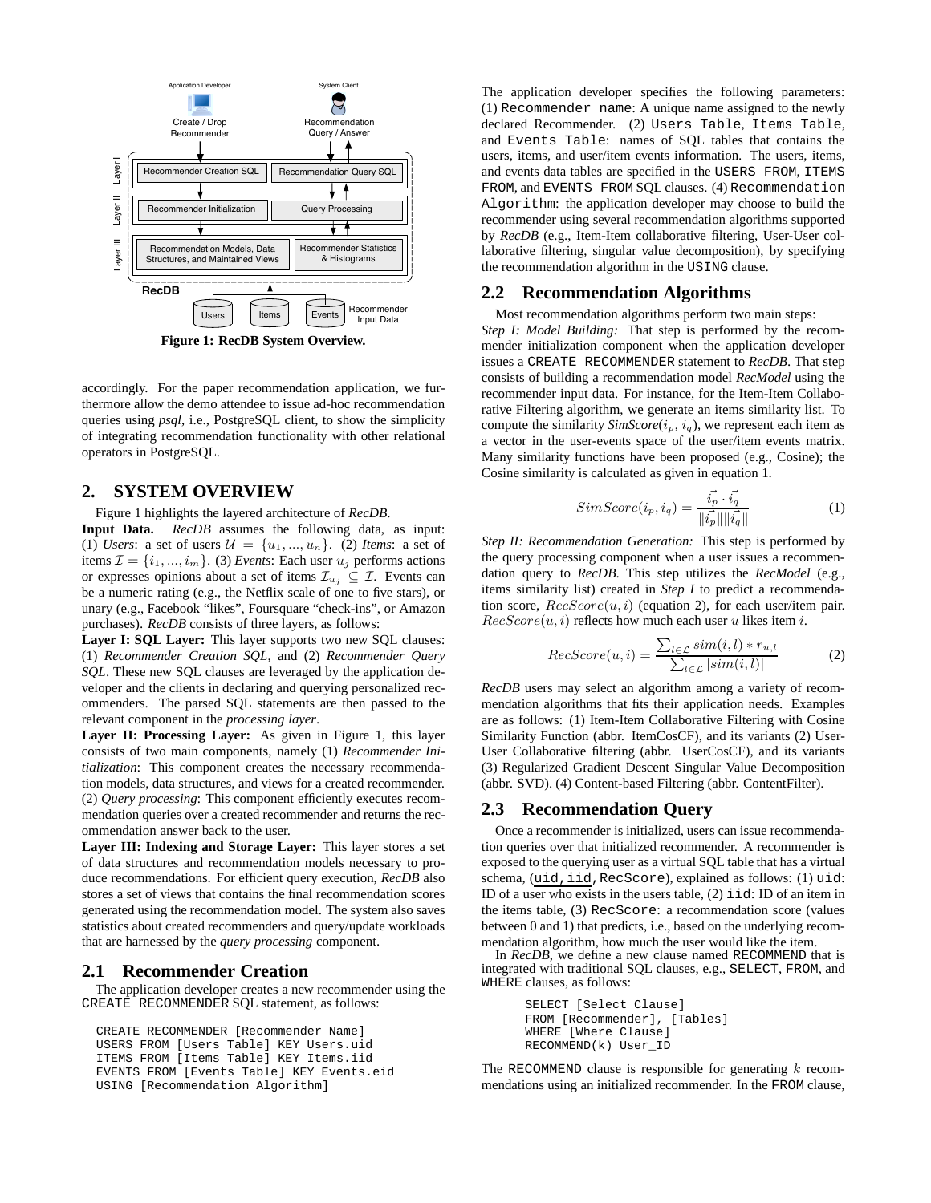Figure 1: RecDB System Overview.

accordingly. For the paper recommendation application, we furthermore allow the demo attendee to issue ad-hoc recommendation queries using *psql*, i.e., PostgreSQL client, to show the simplicity of integrating recommendation functionality with other relational operators in PostgreSQL.

## 2. SYSTEM OVERVIEW

Figure 1 highlights the layered architecture of *RecDB*.

**Input Data.** *RecDB* assumes the following data, as input: (1) *Users*: a set of users $\mathcal{U} = \{u_1, ..., u_n\}$. (2) *Items*: a set of items $\mathcal{I} = \{i_1, ..., i_m\}$. (3) *Events*: Each user $u_j$ performs actions or expresses opinions about a set of items $\mathcal{I}_{u_j} \subseteq \mathcal{I}$. Events can be a numeric rating (e.g., the Netflix scale of one to five stars), or unary (e.g., Facebook "likes", Foursquare "check-ins", or Amazon purchases). *RecDB* consists of three layers, as follows:

**Layer I: SQL Layer:** This layer supports two new SQL clauses: (1) *Recommender Creation SQL*, and (2) *Recommender Query SQL*. These new SQL clauses are leveraged by the application developer and the clients in declaring and querying personalized recommenders. The parsed SQL statements are then passed to the relevant component in the *processing layer*.

**Layer II: Processing Layer:** As given in Figure 1, this layer consists of two main components, namely (1) *Recommender Initialization*: This component creates the necessary recommendation models, data structures, and views for a created recommender. (2) *Query processing*: This component efficiently executes recommendation queries over a created recommender and returns the recommendation answer back to the user.

**Layer III: Indexing and Storage Layer:** This layer stores a set of data structures and recommendation models necessary to produce recommendations. For efficient query execution, *RecDB* also stores a set of views that contains the final recommendation scores generated using the recommendation model. The system also saves statistics about created recommenders and query/update workloads that are harnessed by the *query processing* component.

### 2.1 Recommender Creation

The application developer creates a new recommender using the CREATE RECOMMENDER SQL statement, as follows:

```
CREATE RECOMMENDER [Recommender Name]
USERS FROM [Users Table] KEY Users.uid
ITEMS FROM [Items Table] KEY Items.iid
EVENTS FROM [Events Table] KEY Events.eid
USING [Recommendation Algorithm]
```

The application developer specifies the following parameters: (1) Recommender name: A unique name assigned to the newly declared Recommender. (2) Users Table, Items Table, and Events Table: names of SQL tables that contains the users, items, and user/item events information. The users, items, and events data tables are specified in the USERS FROM, ITEMS FROM, and EVENTS FROM SQL clauses. (4) Recommendation Algorithm: the application developer may choose to build the recommender using several recommendation algorithms supported by *RecDB* (e.g., Item-Item collaborative filtering, User-User collaborative filtering, singular value decomposition), by specifying the recommendation algorithm in the USING clause.

### 2.2 Recommendation Algorithms

Most recommendation algorithms perform two main steps:

*Step I: Model Building:* That step is performed by the recommender initialization component when the application developer issues a CREATE RECOMMENDER statement to *RecDB*. That step consists of building a recommendation model *RecModel* using the recommender input data. For instance, for the Item-Item Collaborative Filtering algorithm, we generate an items similarity list. To compute the similarity *SimScore*($i_p$, $i_q$), we represent each item as a vector in the user-events space of the user/item events matrix. Many similarity functions have been proposed (e.g., Cosine); the Cosine similarity is calculated as given in equation 1.

$$SimScore(i_p, i_q) = \frac{\vec{i_p} \cdot \vec{i_q}}{\|\vec{i_p}\|\|\vec{i_q}\|} \quad (1)$$

*Step II: Recommendation Generation:* This step is performed by the query processing component when a user issues a recommendation query to *RecDB*. This step utilizes the *RecModel* (e.g., items similarity list) created in *Step I* to predict a recommendation score, $RecScore(u, i)$ (equation 2), for each user/item pair. $RecScore(u, i)$ reflects how much each user $u$ likes item $i$.

$$RecScore(u, i) = \frac{\sum_{l \in \mathcal{L}} sim(i, l) * r_{u,l}}{\sum_{l \in \mathcal{L}} |sim(i, l)|} \quad (2)$$

*RecDB* users may select an algorithm among a variety of recommendation algorithms that fits their application needs. Examples are as follows: (1) Item-Item Collaborative Filtering with Cosine Similarity Function (abbr. ItemCosCF), and its variants (2) User-User Collaborative filtering (abbr. UserCosCF), and its variants (3) Regularized Gradient Descent Singular Value Decomposition (abbr. SVD). (4) Content-based Filtering (abbr. ContentFilter).

### 2.3 Recommendation Query

Once a recommender is initialized, users can issue recommendation queries over that initialized recommender. A recommender is exposed to the querying user as a virtual SQL table that has a virtual schema, (uid, iid, RecScore), explained as follows: (1) uid: ID of a user who exists in the users table, (2) iid: ID of an item in the items table, (3) RecScore: a recommendation score (values between 0 and 1) that predicts, i.e., based on the underlying recommendation algorithm, how much the user would like the item.

In *RecDB*, we define a new clause named RECOMMEND that is integrated with traditional SQL clauses, e.g., SELECT, FROM, and WHERE clauses, as follows:

```
SELECT [Select Clause]
FROM [Recommender], [Tables]
WHERE [Where Clause]
RECOMMEND(k) User_ID
```

The RECOMMEND clause is responsible for generating $k$ recommendations using an initialized recommender. In the FROM clause,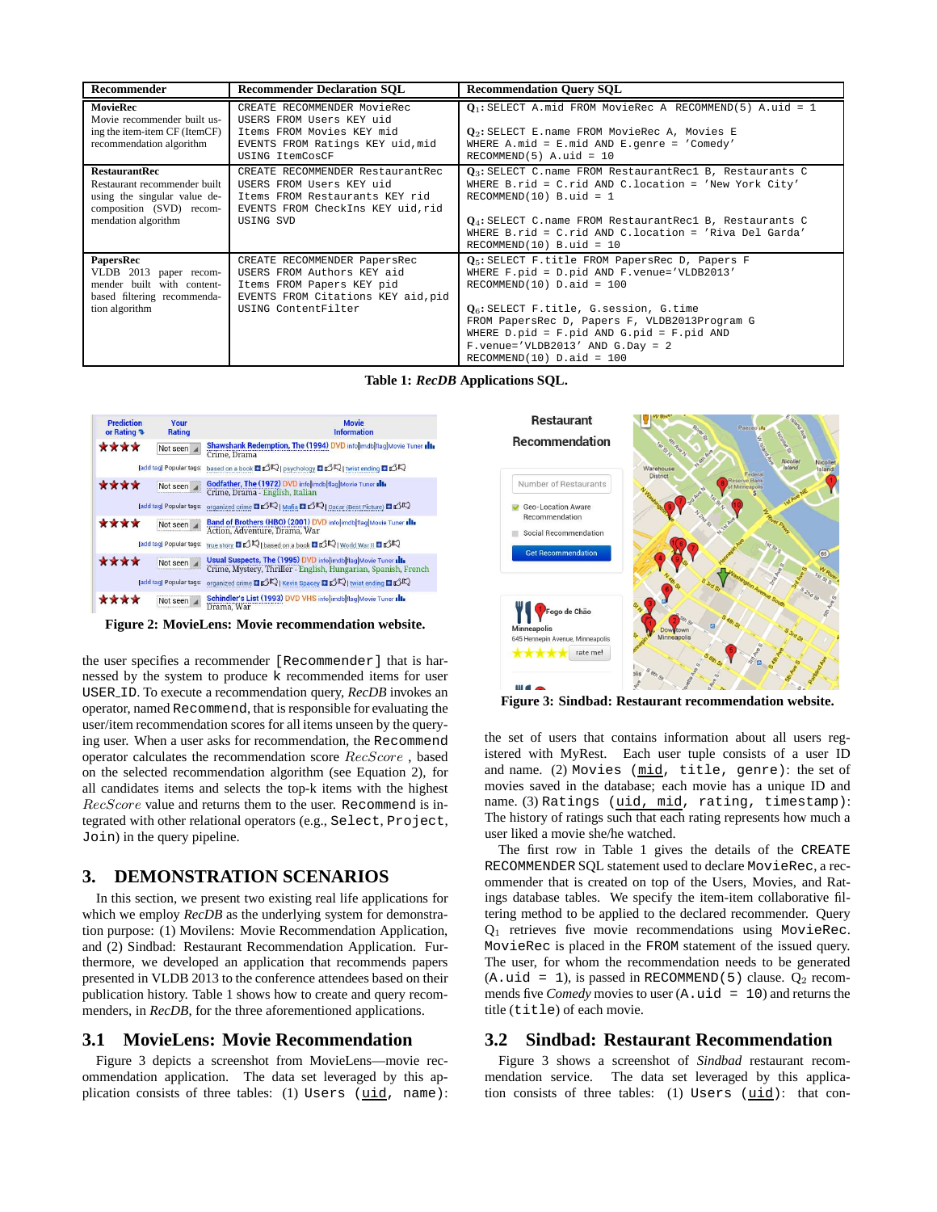| Recommender | Recommender Declaration SQL | Recommendation Query SQL |
|---|---|---|
| **MovieRec** Movie recommender built using the item-item CF (ItemCF) recommendation algorithm | `CREATE RECOMMENDER MovieRec USERS FROM Users KEY uid Items FROM Movies KEY mid EVENTS FROM Ratings KEY uid,mid USING ItemCosCF` | $Q_1$: `SELECT A.mid FROM MovieRec A RECOMMEND(5) A.uid = 1` <br> $Q_2$: `SELECT E.name FROM MovieRec A, Movies E WHERE A.mid = E.mid AND E.genre = 'Comedy' RECOMMEND(5) A.uid = 10` |
| **RestaurantRec** Restaurant recommender built using the singular value decomposition (SVD) recommendation algorithm | `CREATE RECOMMENDER RestaurantRec USERS FROM Users KEY uid Items FROM Restaurants KEY rid EVENTS FROM CheckIns KEY uid,rid USING SVD` | $Q_3$: `SELECT C.name FROM RestaurantRec1 B, Restaurants C WHERE B.rid = C.rid AND C.location = 'New York City' RECOMMEND(10) B.uid = 1` <br> $Q_4$: `SELECT C.name FROM RestaurantRec1 B, Restaurants C WHERE B.rid = C.rid AND C.location = 'Riva Del Garda' RECOMMEND(10) B.uid = 10` |
| **PapersRec** VLDB 2013 paper recommender built with content-based filtering recommendation algorithm | `CREATE RECOMMENDER PapersRec USERS FROM Authors KEY aid Items FROM Papers KEY pid EVENTS FROM Citations KEY aid,pid USING ContentFilter` | $Q_5$: `SELECT F.title FROM PapersRec D, Papers F WHERE F.pid = D.pid AND F.venue='VLDB2013' RECOMMEND(10) D.aid = 100` <br> $Q_6$: `SELECT F.title, G.session, G.time FROM PapersRec D, Papers F, VLDB2013Program G WHERE D.pid = F.pid AND G.pid = F.pid AND F.venue='VLDB2013' AND G.Day = 2 RECOMMEND(10) D.aid = 100` |

**Table 1: *RecDB* Applications SQL.**

**Figure 2: MovieLens: Movie recommendation website.**

**Figure 3: Sindbad: Restaurant recommendation website.**

the user specifies a recommender `[Recommender]` that is harnessed by the system to produce k recommended items for user `USER_ID`. To execute a recommendation query, *RecDB* invokes an operator, named `Recommend`, that is responsible for evaluating the user/item recommendation scores for all items unseen by the querying user. When a user asks for recommendation, the `Recommend` operator calculates the recommendation score $RecScore$ , based on the selected recommendation algorithm (see Equation 2), for all candidates items and selects the top-k items with the highest $RecScore$ value and returns them to the user. `Recommend` is integrated with other relational operators (e.g., `Select`, `Project`, `Join`) in the query pipeline.

## 3. DEMONSTRATION SCENARIOS

In this section, we present two existing real life applications for which we employ *RecDB* as the underlying system for demonstration purpose: (1) Movilens: Movie Recommendation Application, and (2) Sindbad: Restaurant Recommendation Application. Furthermore, we developed an application that recommends papers presented in VLDB 2013 to the conference attendees based on their publication history. Table 1 shows how to create and query recommenders, in *RecDB*, for the three aforementioned applications.

### 3.1 MovieLens: Movie Recommendation

Figure 3 depicts a screenshot from MovieLens—movie recommendation application. The data set leveraged by this application consists of three tables: (1) `Users (uid, name)`: the set of users that contains information about all users registered with MyRest. Each user tuple consists of a user ID and name. (2) `Movies (mid, title, genre)`: the set of movies saved in the database; each movie has a unique ID and name. (3) `Ratings (uid, mid, rating, timestamp)`: The history of ratings such that each rating represents how much a user liked a movie she/he watched.

The first row in Table 1 gives the details of the `CREATE RECOMMENDER` SQL statement used to declare `MovieRec`, a recommender that is created on top of the Users, Movies, and Ratings database tables. We specify the item-item collaborative filtering method to be applied to the declared recommender. Query $Q_1$ retrieves five movie recommendations using `MovieRec`. `MovieRec` is placed in the `FROM` statement of the issued query. The user, for whom the recommendation needs to be generated (`A.uid = 1`), is passed in `RECOMMEND(5)` clause. $Q_2$ recommends five *Comedy* movies to user (`A.uid = 10`) and returns the title (`title`) of each movie.

### 3.2 Sindbad: Restaurant Recommendation

Figure 3 shows a screenshot of *Sindbad* restaurant recommendation service. The data set leveraged by this application consists of three tables: (1) `Users (uid)`: that con-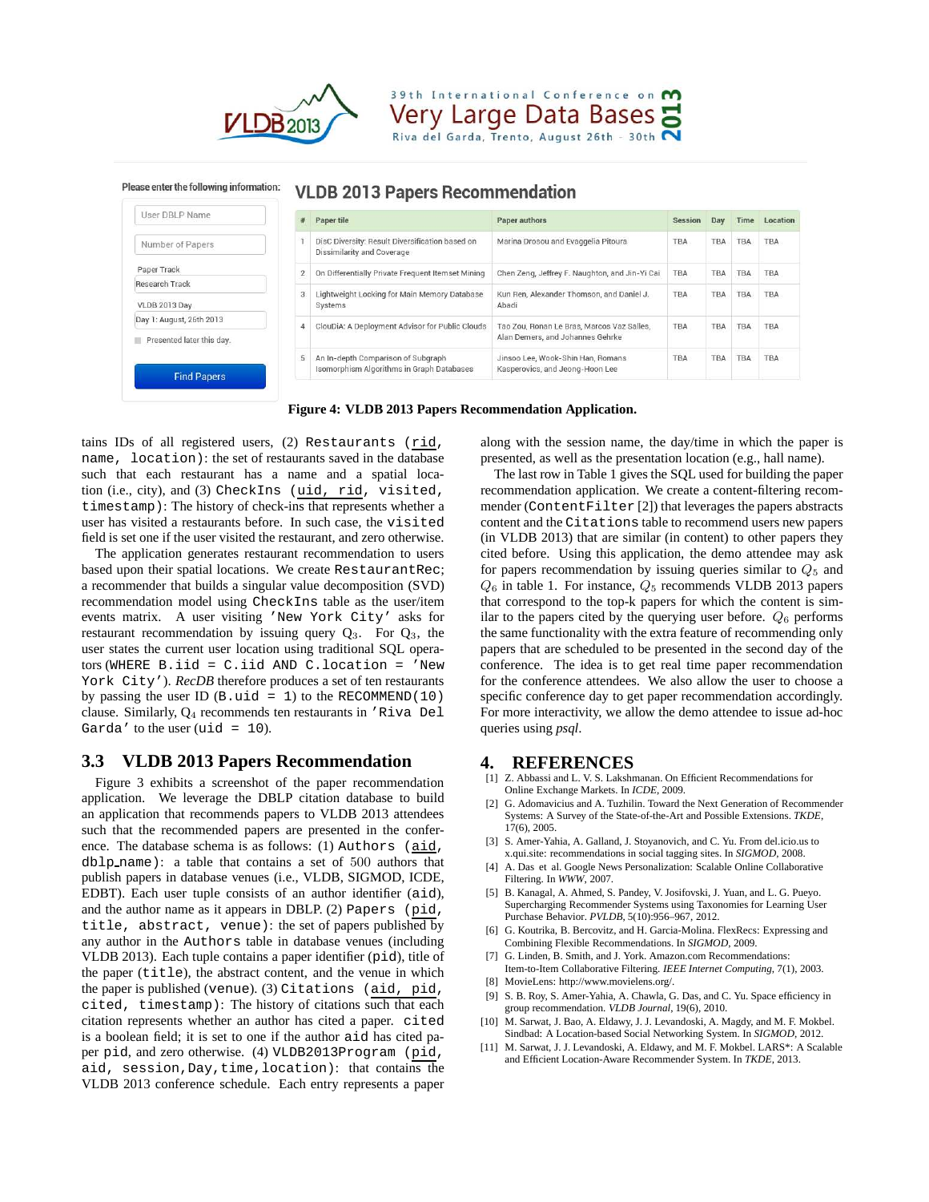tains IDs of all registered users, (2) Restaurants (rid, name, location): the set of restaurants saved in the database such that each restaurant has a name and a spatial location (i.e., city), and (3) CheckIns (uid, rid, visited, timestamp): The history of check-ins that represents whether a user has visited a restaurants before. In such case, the visited field is set one if the user visited the restaurant, and zero otherwise.

The application generates restaurant recommendation to users based upon their spatial locations. We create RestaurantRec; a recommender that builds a singular value decomposition (SVD) recommendation model using CheckIns table as the user/item events matrix. A user visiting 'New York City' asks for restaurant recommendation by issuing query $Q_3$. For $Q_3$, the user states the current user location using traditional SQL operators (WHERE B.iid = C.iid AND C.location = 'New York City'). *RecDB* therefore produces a set of ten restaurants by passing the user ID (B.uid = 1) to the RECOMMEND(10) clause. Similarly, $Q_4$ recommends ten restaurants in 'Riva Del Garda' to the user (uid = 10).

## 3.3 VLDB 2013 Papers Recommendation

Figure 3 exhibits a screenshot of the paper recommendation application. We leverage the DBLP citation database to build an application that recommends papers to VLDB 2013 attendees such that the recommended papers are presented in the conference. The database schema is as follows: (1) Authors (aid, dblp_name): a table that contains a set of 500 authors that publish papers in database venues (i.e., VLDB, SIGMOD, ICDE, EDBT). Each user tuple consists of an author identifier (aid), and the author name as it appears in DBLP. (2) Papers (pid, title, abstract, venue): the set of papers published by any author in the Authors table in database venues (including VLDB 2013). Each tuple contains a paper identifier (pid), title of the paper (title), the abstract content, and the venue in which the paper is published (venue). (3) Citations (aid, pid, cited, timestamp): The history of citations such that each citation represents whether an author has cited a paper. cited is a boolean field; it is set to one if the author aid has cited paper pid, and zero otherwise. (4) VLDB2013Program (pid, aid, session, Day, time, location): that contains the VLDB 2013 conference schedule. Each entry represents a paper along with the session name, the day/time in which the paper is presented, as well as the presentation location (e.g., hall name).

The last row in Table 1 gives the SQL used for building the paper recommendation application. We create a content-filtering recommender (ContentFilter [2]) that leverages the papers abstracts content and the Citations table to recommend users new papers (in VLDB 2013) that are similar (in content) to other papers they cited before. Using this application, the demo attendee may ask for papers recommendation by issuing queries similar to $Q_5$ and $Q_6$ in table 1. For instance, $Q_5$ recommends VLDB 2013 papers that correspond to the top-k papers for which the content is similar to the papers cited by the querying user before. $Q_6$ performs the same functionality with the extra feature of recommending only papers that are scheduled to be presented in the second day of the conference. The idea is to get real time paper recommendation for the conference attendees. We also allow the user to choose a specific conference day to get paper recommendation accordingly. For more interactivity, we allow the demo attendee to issue ad-hoc queries using *psql*.

**Figure 4: VLDB 2013 Papers Recommendation Application.**

## 4. REFERENCES

[1] Z. Abbassi and L. V. S. Lakshmanan. On Efficient Recommendations for Online Exchange Markets. In *ICDE*, 2009.

[2] G. Adomavicius and A. Tuzhilin. Toward the Next Generation of Recommender Systems: A Survey of the State-of-the-Art and Possible Extensions. *TKDE*, 17(6), 2005.

[3] S. Amer-Yahia, A. Galland, J. Stoyanovich, and C. Yu. From del.icio.us to x.qui.site: recommendations in social tagging sites. In *SIGMOD*, 2008.

[4] A. Das et al. Google News Personalization: Scalable Online Collaborative Filtering. In *WWW*, 2007.

[5] B. Kanagal, A. Ahmed, S. Pandey, V. Josifovski, J. Yuan, and L. G. Pueyo. Supercharging Recommender Systems using Taxonomies for Learning User Purchase Behavior. *PVLDB*, 5(10):956–967, 2012.

[6] G. Koutrika, B. Bercovitz, and H. Garcia-Molina. FlexRecs: Expressing and Combining Flexible Recommendations. In *SIGMOD*, 2009.

[7] G. Linden, B. Smith, and J. York. Amazon.com Recommendations: Item-to-Item Collaborative Filtering. *IEEE Internet Computing*, 7(1), 2003.

[8] MovieLens: http://www.movielens.org/.

[9] S. B. Roy, S. Amer-Yahia, A. Chawla, G. Das, and C. Yu. Space efficiency in group recommendation. *VLDB Journal*, 19(6), 2010.

[10] M. Sarwat, J. Bao, A. Eldawy, J. J. Levandoski, A. Magdy, and M. F. Mokbel. Sindbad: A Location-based Social Networking System. In *SIGMOD*, 2012.

[11] M. Sarwat, J. J. Levandoski, A. Eldawy, and M. F. Mokbel. LARS*: A Scalable and Efficient Location-Aware Recommender System. In *TKDE*, 2013.